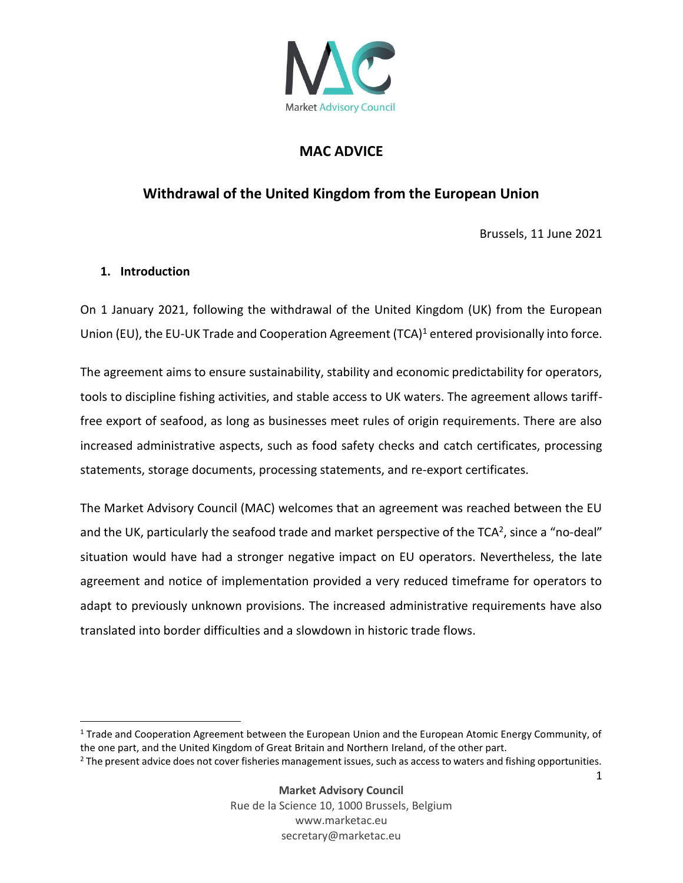Market Advisory Council

# MAC ADVICE

## Withdrawal of the United Kingdom from the European Union

Brussels, 11 June 2021

### 1. Introduction

On 1 January 2021, following the withdrawal of the United Kingdom (UK) from the European Union (EU), the EU-UK Trade and Cooperation Agreement (TCA)[1] entered provisionally into force.

The agreement aims to ensure sustainability, stability and economic predictability for operators, tools to discipline fishing activities, and stable access to UK waters. The agreement allows tariff-free export of seafood, as long as businesses meet rules of origin requirements. There are also increased administrative aspects, such as food safety checks and catch certificates, processing statements, storage documents, processing statements, and re-export certificates.

The Market Advisory Council (MAC) welcomes that an agreement was reached between the EU and the UK, particularly the seafood trade and market perspective of the TCA[2], since a "no-deal" situation would have had a stronger negative impact on EU operators. Nevertheless, the late agreement and notice of implementation provided a very reduced timeframe for operators to adapt to previously unknown provisions. The increased administrative requirements have also translated into border difficulties and a slowdown in historic trade flows.

---

[1] Trade and Cooperation Agreement between the European Union and the European Atomic Energy Community, of the one part, and the United Kingdom of Great Britain and Northern Ireland, of the other part.

[2] The present advice does not cover fisheries management issues, such as access to waters and fishing opportunities.

**Market Advisory Council**
Rue de la Science 10, 1000 Brussels, Belgium
www.marketac.eu
secretary@marketac.eu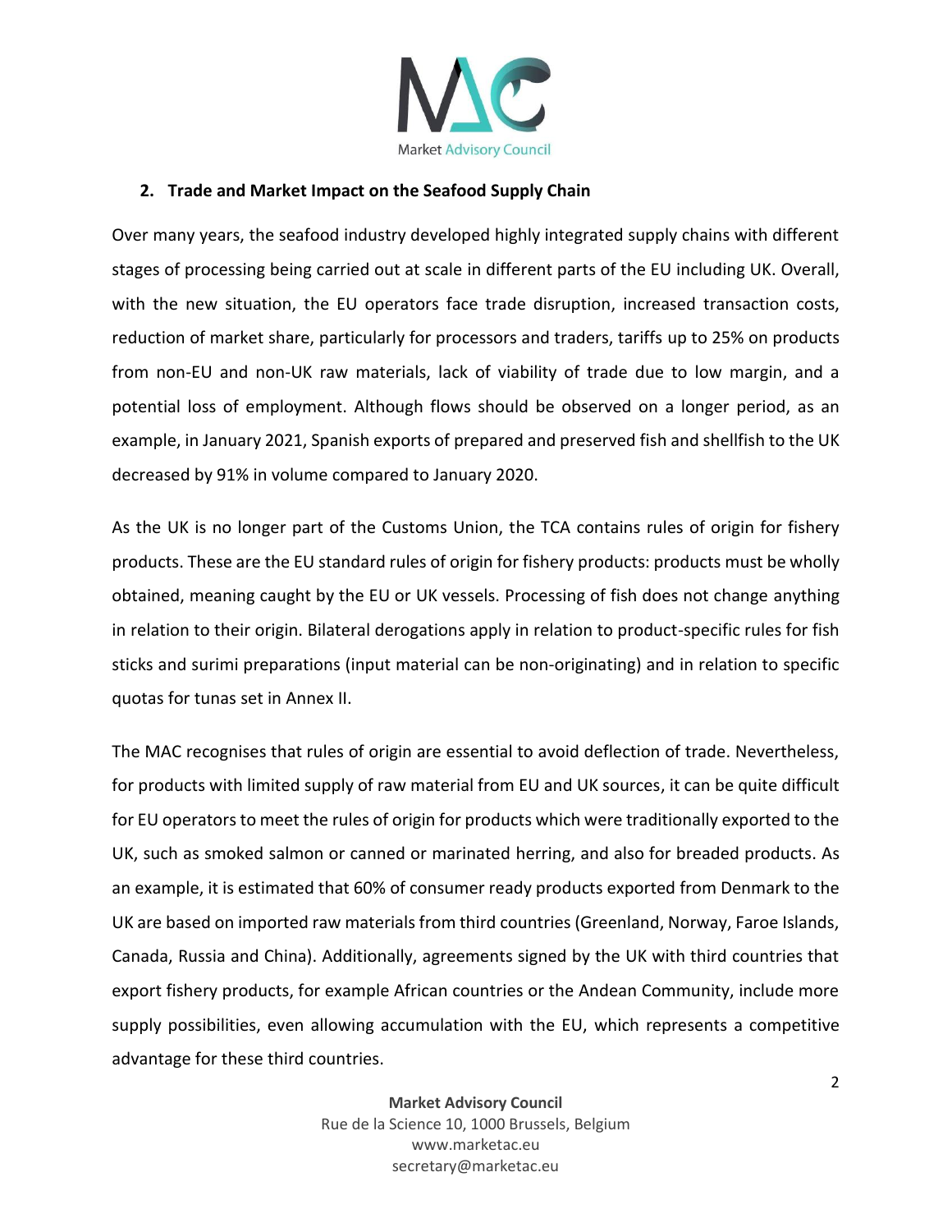## 2. Trade and Market Impact on the Seafood Supply Chain

Over many years, the seafood industry developed highly integrated supply chains with different stages of processing being carried out at scale in different parts of the EU including UK. Overall, with the new situation, the EU operators face trade disruption, increased transaction costs, reduction of market share, particularly for processors and traders, tariffs up to 25% on products from non-EU and non-UK raw materials, lack of viability of trade due to low margin, and a potential loss of employment. Although flows should be observed on a longer period, as an example, in January 2021, Spanish exports of prepared and preserved fish and shellfish to the UK decreased by 91% in volume compared to January 2020.

As the UK is no longer part of the Customs Union, the TCA contains rules of origin for fishery products. These are the EU standard rules of origin for fishery products: products must be wholly obtained, meaning caught by the EU or UK vessels. Processing of fish does not change anything in relation to their origin. Bilateral derogations apply in relation to product-specific rules for fish sticks and surimi preparations (input material can be non-originating) and in relation to specific quotas for tunas set in Annex II.

The MAC recognises that rules of origin are essential to avoid deflection of trade. Nevertheless, for products with limited supply of raw material from EU and UK sources, it can be quite difficult for EU operators to meet the rules of origin for products which were traditionally exported to the UK, such as smoked salmon or canned or marinated herring, and also for breaded products. As an example, it is estimated that 60% of consumer ready products exported from Denmark to the UK are based on imported raw materials from third countries (Greenland, Norway, Faroe Islands, Canada, Russia and China). Additionally, agreements signed by the UK with third countries that export fishery products, for example African countries or the Andean Community, include more supply possibilities, even allowing accumulation with the EU, which represents a competitive advantage for these third countries.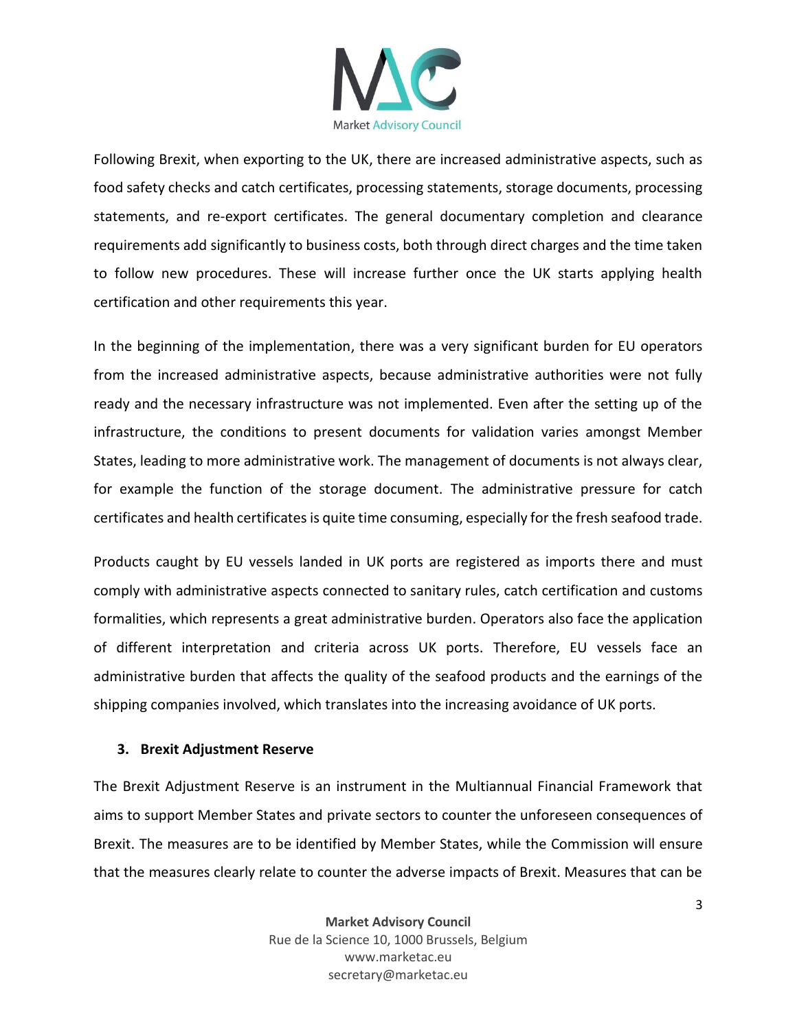Following Brexit, when exporting to the UK, there are increased administrative aspects, such as food safety checks and catch certificates, processing statements, storage documents, processing statements, and re-export certificates. The general documentary completion and clearance requirements add significantly to business costs, both through direct charges and the time taken to follow new procedures. These will increase further once the UK starts applying health certification and other requirements this year.

In the beginning of the implementation, there was a very significant burden for EU operators from the increased administrative aspects, because administrative authorities were not fully ready and the necessary infrastructure was not implemented. Even after the setting up of the infrastructure, the conditions to present documents for validation varies amongst Member States, leading to more administrative work. The management of documents is not always clear, for example the function of the storage document. The administrative pressure for catch certificates and health certificates is quite time consuming, especially for the fresh seafood trade.

Products caught by EU vessels landed in UK ports are registered as imports there and must comply with administrative aspects connected to sanitary rules, catch certification and customs formalities, which represents a great administrative burden. Operators also face the application of different interpretation and criteria across UK ports. Therefore, EU vessels face an administrative burden that affects the quality of the seafood products and the earnings of the shipping companies involved, which translates into the increasing avoidance of UK ports.

## 3. Brexit Adjustment Reserve

The Brexit Adjustment Reserve is an instrument in the Multiannual Financial Framework that aims to support Member States and private sectors to counter the unforeseen consequences of Brexit. The measures are to be identified by Member States, while the Commission will ensure that the measures clearly relate to counter the adverse impacts of Brexit. Measures that can be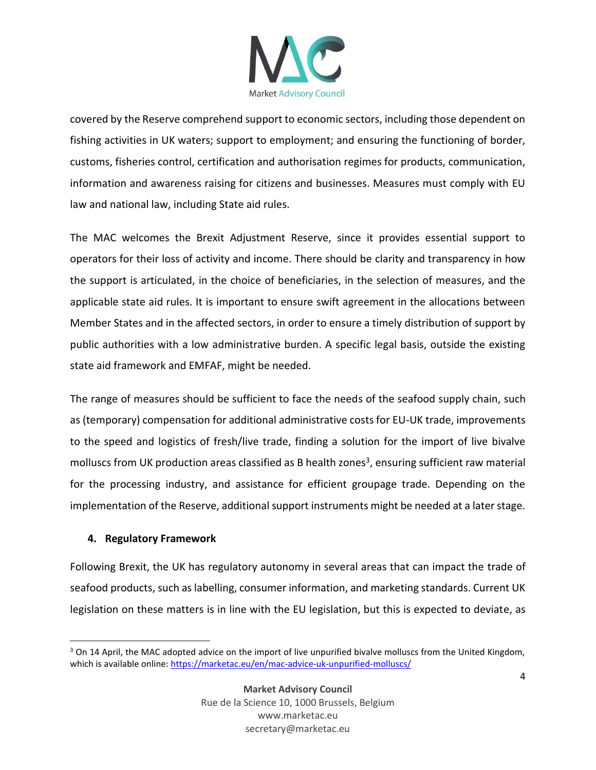covered by the Reserve comprehend support to economic sectors, including those dependent on fishing activities in UK waters; support to employment; and ensuring the functioning of border, customs, fisheries control, certification and authorisation regimes for products, communication, information and awareness raising for citizens and businesses. Measures must comply with EU law and national law, including State aid rules.

The MAC welcomes the Brexit Adjustment Reserve, since it provides essential support to operators for their loss of activity and income. There should be clarity and transparency in how the support is articulated, in the choice of beneficiaries, in the selection of measures, and the applicable state aid rules. It is important to ensure swift agreement in the allocations between Member States and in the affected sectors, in order to ensure a timely distribution of support by public authorities with a low administrative burden. A specific legal basis, outside the existing state aid framework and EMFAF, might be needed.

The range of measures should be sufficient to face the needs of the seafood supply chain, such as (temporary) compensation for additional administrative costs for EU-UK trade, improvements to the speed and logistics of fresh/live trade, finding a solution for the import of live bivalve molluscs from UK production areas classified as B health zones[3], ensuring sufficient raw material for the processing industry, and assistance for efficient groupage trade. Depending on the implementation of the Reserve, additional support instruments might be needed at a later stage.

## 4. Regulatory Framework

Following Brexit, the UK has regulatory autonomy in several areas that can impact the trade of seafood products, such as labelling, consumer information, and marketing standards. Current UK legislation on these matters is in line with the EU legislation, but this is expected to deviate, as

---

[3] On 14 April, the MAC adopted advice on the import of live unpurified bivalve molluscs from the United Kingdom, which is available online: https://marketac.eu/en/mac-advice-uk-unpurified-molluscs/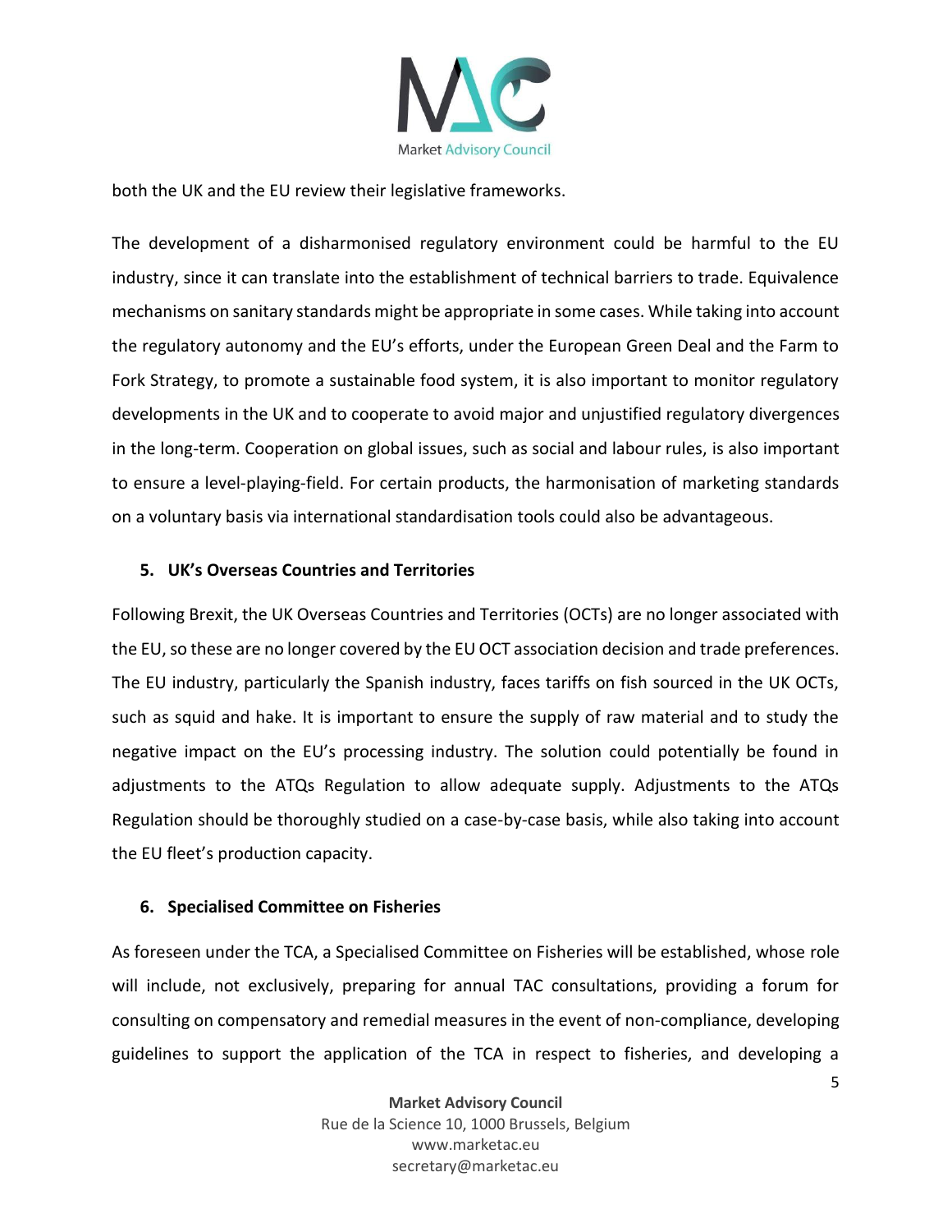both the UK and the EU review their legislative frameworks.

The development of a disharmonised regulatory environment could be harmful to the EU industry, since it can translate into the establishment of technical barriers to trade. Equivalence mechanisms on sanitary standards might be appropriate in some cases. While taking into account the regulatory autonomy and the EU's efforts, under the European Green Deal and the Farm to Fork Strategy, to promote a sustainable food system, it is also important to monitor regulatory developments in the UK and to cooperate to avoid major and unjustified regulatory divergences in the long-term. Cooperation on global issues, such as social and labour rules, is also important to ensure a level-playing-field. For certain products, the harmonisation of marketing standards on a voluntary basis via international standardisation tools could also be advantageous.

## 5. UK's Overseas Countries and Territories

Following Brexit, the UK Overseas Countries and Territories (OCTs) are no longer associated with the EU, so these are no longer covered by the EU OCT association decision and trade preferences. The EU industry, particularly the Spanish industry, faces tariffs on fish sourced in the UK OCTs, such as squid and hake. It is important to ensure the supply of raw material and to study the negative impact on the EU's processing industry. The solution could potentially be found in adjustments to the ATQs Regulation to allow adequate supply. Adjustments to the ATQs Regulation should be thoroughly studied on a case-by-case basis, while also taking into account the EU fleet's production capacity.

## 6. Specialised Committee on Fisheries

As foreseen under the TCA, a Specialised Committee on Fisheries will be established, whose role will include, not exclusively, preparing for annual TAC consultations, providing a forum for consulting on compensatory and remedial measures in the event of non-compliance, developing guidelines to support the application of the TCA in respect to fisheries, and developing a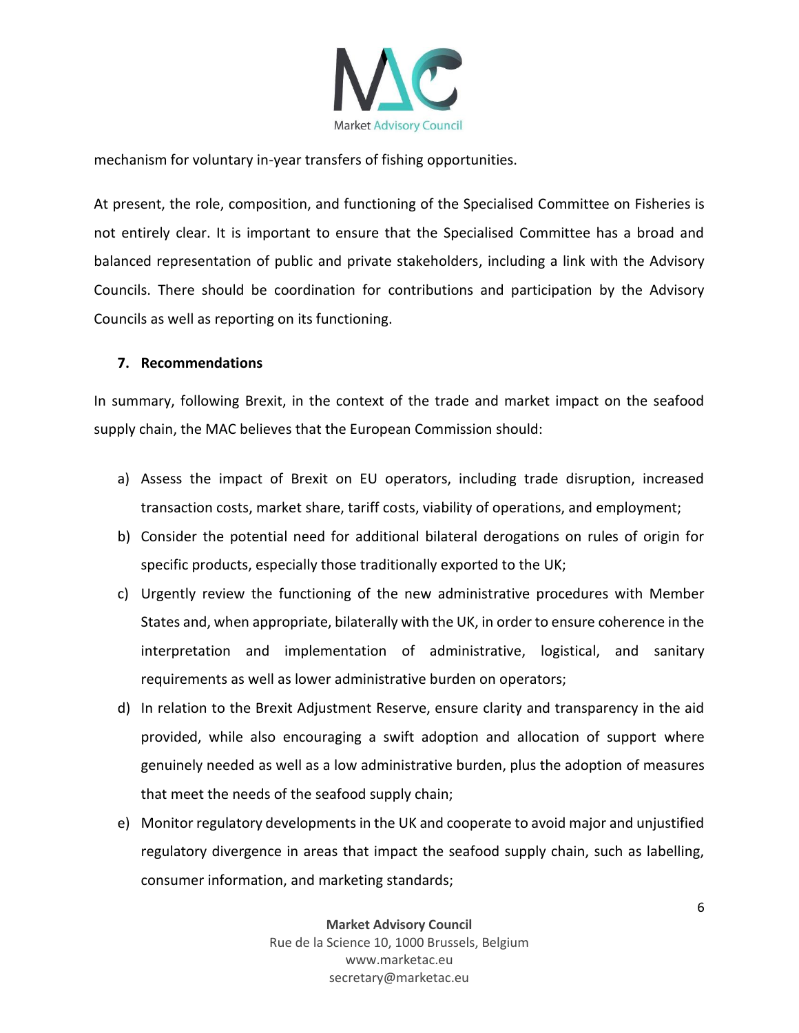mechanism for voluntary in-year transfers of fishing opportunities.

At present, the role, composition, and functioning of the Specialised Committee on Fisheries is not entirely clear. It is important to ensure that the Specialised Committee has a broad and balanced representation of public and private stakeholders, including a link with the Advisory Councils. There should be coordination for contributions and participation by the Advisory Councils as well as reporting on its functioning.

## 7. Recommendations

In summary, following Brexit, in the context of the trade and market impact on the seafood supply chain, the MAC believes that the European Commission should:

a) Assess the impact of Brexit on EU operators, including trade disruption, increased transaction costs, market share, tariff costs, viability of operations, and employment;

b) Consider the potential need for additional bilateral derogations on rules of origin for specific products, especially those traditionally exported to the UK;

c) Urgently review the functioning of the new administrative procedures with Member States and, when appropriate, bilaterally with the UK, in order to ensure coherence in the interpretation and implementation of administrative, logistical, and sanitary requirements as well as lower administrative burden on operators;

d) In relation to the Brexit Adjustment Reserve, ensure clarity and transparency in the aid provided, while also encouraging a swift adoption and allocation of support where genuinely needed as well as a low administrative burden, plus the adoption of measures that meet the needs of the seafood supply chain;

e) Monitor regulatory developments in the UK and cooperate to avoid major and unjustified regulatory divergence in areas that impact the seafood supply chain, such as labelling, consumer information, and marketing standards;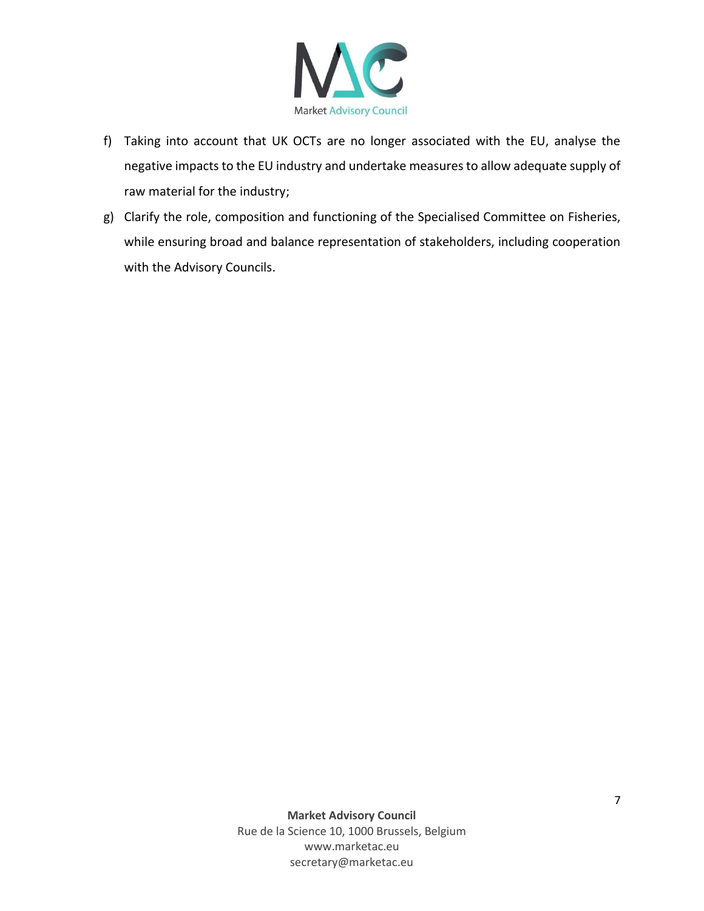f) Taking into account that UK OCTs are no longer associated with the EU, analyse the negative impacts to the EU industry and undertake measures to allow adequate supply of raw material for the industry;

g) Clarify the role, composition and functioning of the Specialised Committee on Fisheries, while ensuring broad and balance representation of stakeholders, including cooperation with the Advisory Councils.